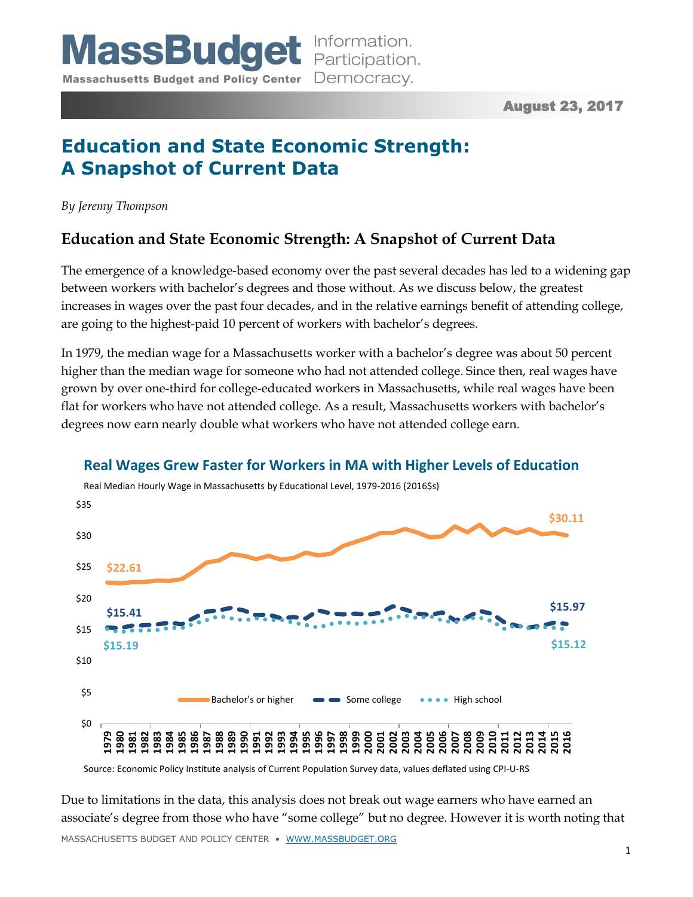MassBudget — Massachusetts Budget and Policy Center — Information. Participation. Democracy.

**August 23, 2017**

# Education and State Economic Strength: A Snapshot of Current Data

*By Jeremy Thompson*

## Education and State Economic Strength: A Snapshot of Current Data

The emergence of a knowledge-based economy over the past several decades has led to a widening gap between workers with bachelor's degrees and those without. As we discuss below, the greatest increases in wages over the past four decades, and in the relative earnings benefit of attending college, are going to the highest-paid 10 percent of workers with bachelor's degrees.

In 1979, the median wage for a Massachusetts worker with a bachelor's degree was about 50 percent higher than the median wage for someone who had not attended college. Since then, real wages have grown by over one-third for college-educated workers in Massachusetts, while real wages have been flat for workers who have not attended college. As a result, Massachusetts workers with bachelor's degrees now earn nearly double what workers who have not attended college earn.

**Real Wages Grew Faster for Workers in MA with Higher Levels of Education**

Real Median Hourly Wage in Massachusetts by Educational Level, 1979-2016 (2016$s)

| Educational Level | 1979 | 2016 |
|---|---|---|
| Bachelor's or higher | $22.61 | $30.11 |
| Some college | $15.41 | $15.97 |
| High school | $15.19 | $15.12 |

Source: Economic Policy Institute analysis of Current Population Survey data, values deflated using CPI-U-RS

Due to limitations in the data, this analysis does not break out wage earners who have earned an associate's degree from those who have "some college" but no degree. However it is worth noting that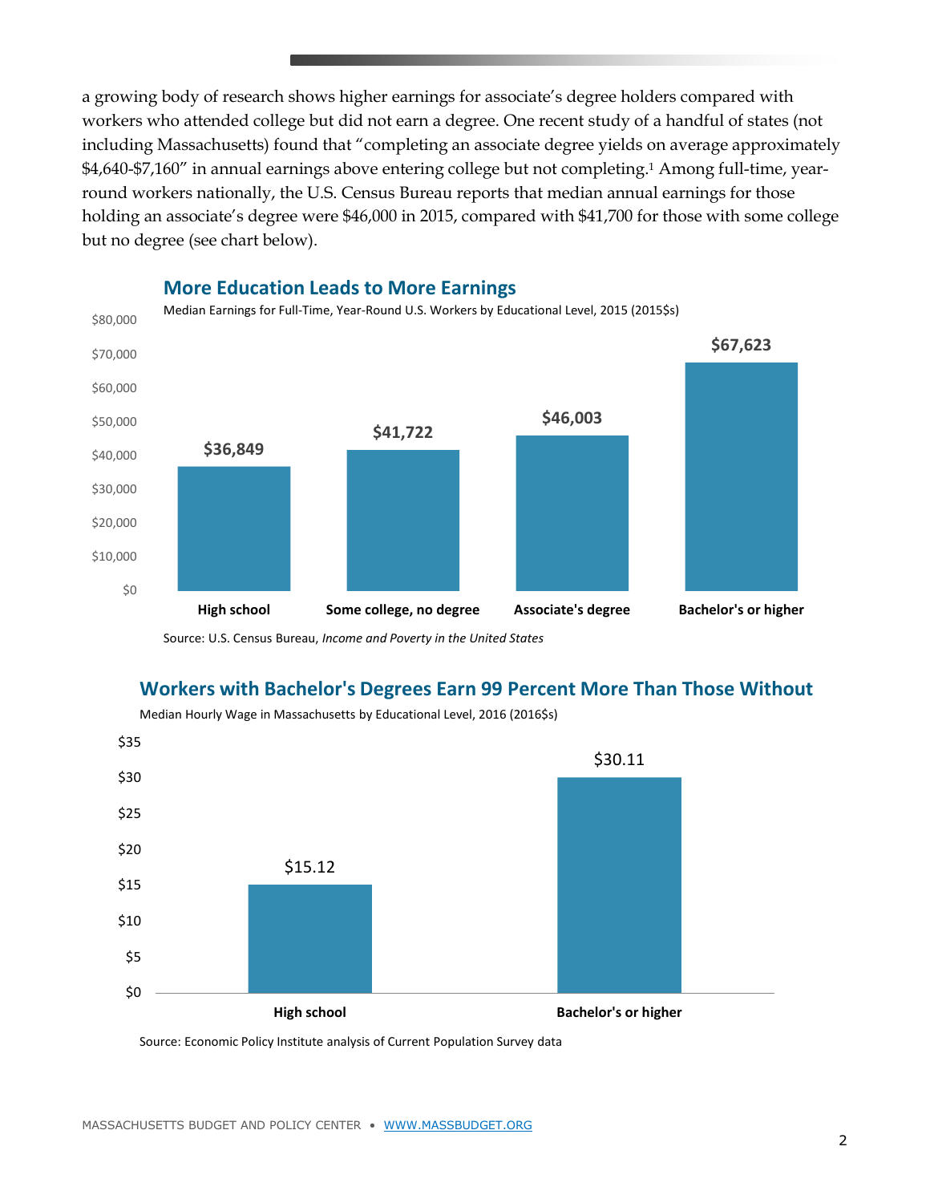a growing body of research shows higher earnings for associate's degree holders compared with workers who attended college but did not earn a degree. One recent study of a handful of states (not including Massachusetts) found that "completing an associate degree yields on average approximately $4,640-$7,160" in annual earnings above entering college but not completing.[1] Among full-time, year-round workers nationally, the U.S. Census Bureau reports that median annual earnings for those holding an associate's degree were $46,000 in 2015, compared with $41,700 for those with some college but no degree (see chart below).

### More Education Leads to More Earnings

Median Earnings for Full-Time, Year-Round U.S. Workers by Educational Level, 2015 (2015$s)

| Educational Level | Median Earnings |
|---|---|
| High school | $36,849 |
| Some college, no degree | $41,722 |
| Associate's degree | $46,003 |
| Bachelor's or higher | $67,623 |

Source: U.S. Census Bureau, *Income and Poverty in the United States*

### Workers with Bachelor's Degrees Earn 99 Percent More Than Those Without

Median Hourly Wage in Massachusetts by Educational Level, 2016 (2016$s)

| Educational Level | Median Hourly Wage |
|---|---|
| High school | $15.12 |
| Bachelor's or higher | $30.11 |

Source: Economic Policy Institute analysis of Current Population Survey data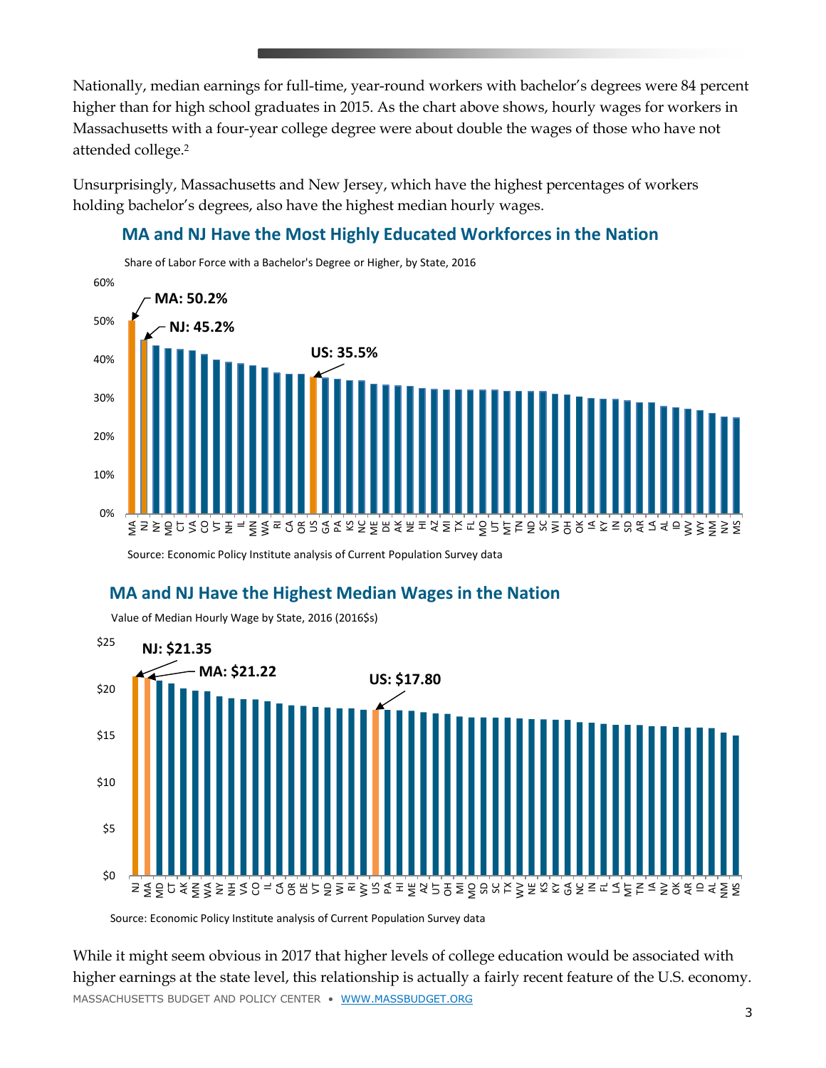Nationally, median earnings for full-time, year-round workers with bachelor's degrees were 84 percent higher than for high school graduates in 2015. As the chart above shows, hourly wages for workers in Massachusetts with a four-year college degree were about double the wages of those who have not attended college.[2]

Unsurprisingly, Massachusetts and New Jersey, which have the highest percentages of workers holding bachelor's degrees, also have the highest median hourly wages.

## MA and NJ Have the Most Highly Educated Workforces in the Nation

Share of Labor Force with a Bachelor's Degree or Higher, by State, 2016

MA: 50.2%

NJ: 45.2%

US: 35.5%

Source: Economic Policy Institute analysis of Current Population Survey data

## MA and NJ Have the Highest Median Wages in the Nation

Value of Median Hourly Wage by State, 2016 (2016$s)

NJ: $21.35

MA: $21.22

US: $17.80

Source: Economic Policy Institute analysis of Current Population Survey data

While it might seem obvious in 2017 that higher levels of college education would be associated with higher earnings at the state level, this relationship is actually a fairly recent feature of the U.S. economy.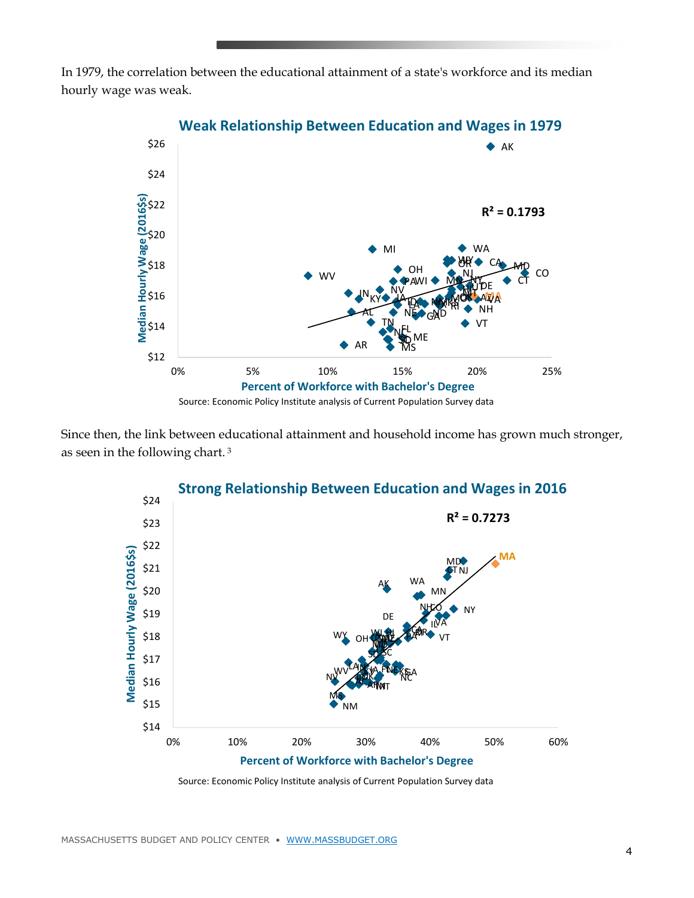In 1979, the correlation between the educational attainment of a state's workforce and its median hourly wage was weak.

**Weak Relationship Between Education and Wages in 1979**

$R^2 = 0.1793$

Source: Economic Policy Institute analysis of Current Population Survey data

Since then, the link between educational attainment and household income has grown much stronger, as seen in the following chart. [3]

**Strong Relationship Between Education and Wages in 2016**

$R^2 = 0.7273$

Source: Economic Policy Institute analysis of Current Population Survey data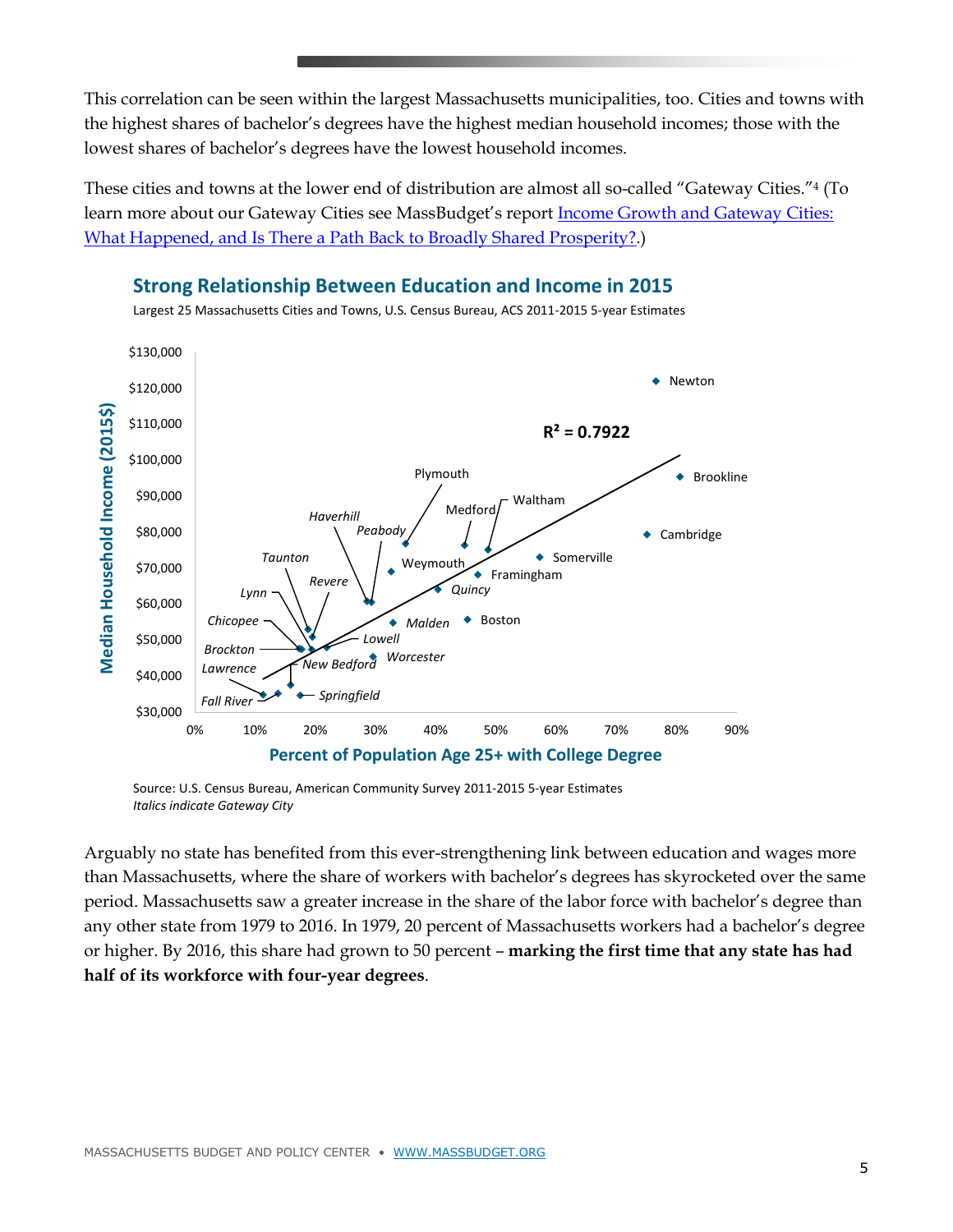This correlation can be seen within the largest Massachusetts municipalities, too. Cities and towns with the highest shares of bachelor's degrees have the highest median household incomes; those with the lowest shares of bachelor's degrees have the lowest household incomes.

These cities and towns at the lower end of distribution are almost all so-called "Gateway Cities."[4] (To learn more about our Gateway Cities see MassBudget's report [Income Growth and Gateway Cities: What Happened, and Is There a Path Back to Broadly Shared Prosperity?](.).)

**Strong Relationship Between Education and Income in 2015**

Largest 25 Massachusetts Cities and Towns, U.S. Census Bureau, ACS 2011-2015 5-year Estimates

Source: U.S. Census Bureau, American Community Survey 2011-2015 5-year Estimates
*Italics indicate Gateway City*

Arguably no state has benefited from this ever-strengthening link between education and wages more than Massachusetts, where the share of workers with bachelor's degrees has skyrocketed over the same period. Massachusetts saw a greater increase in the share of the labor force with bachelor's degree than any other state from 1979 to 2016. In 1979, 20 percent of Massachusetts workers had a bachelor's degree or higher. By 2016, this share had grown to 50 percent – **marking the first time that any state has had half of its workforce with four-year degrees**.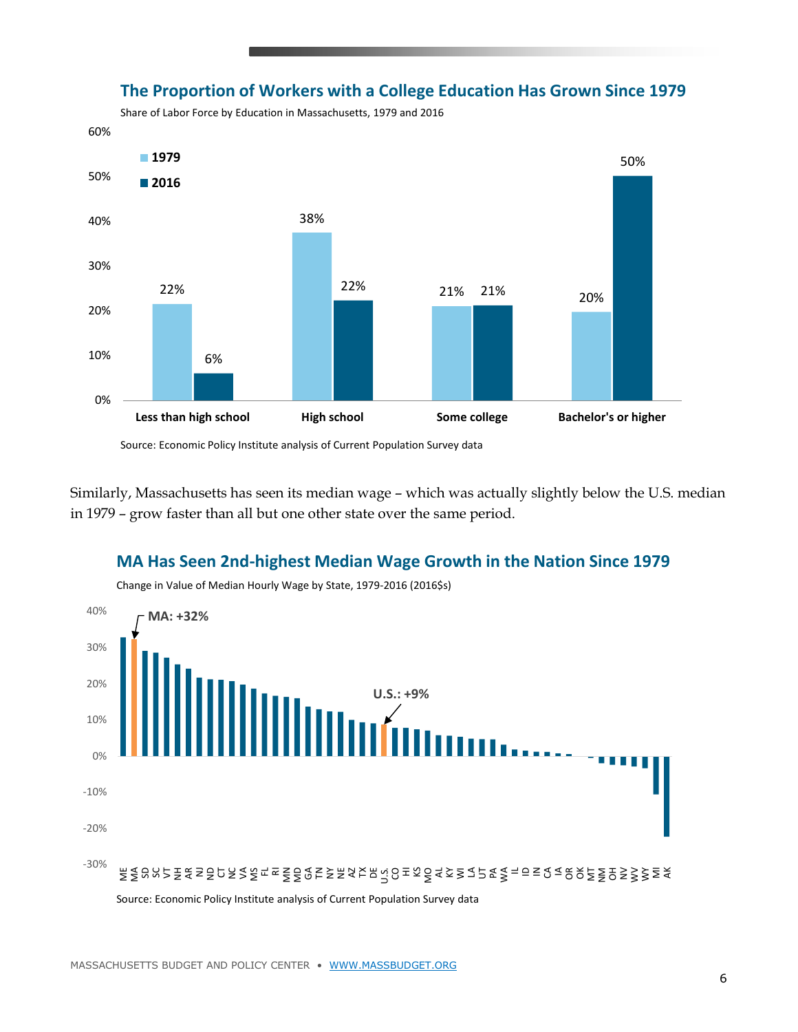## The Proportion of Workers with a College Education Has Grown Since 1979

Share of Labor Force by Education in Massachusetts, 1979 and 2016

| | 1979 | 2016 |
|---|---|---|
| Less than high school | 22% | 6% |
| High school | 38% | 22% |
| Some college | 21% | 21% |
| Bachelor's or higher | 20% | 50% |

Source: Economic Policy Institute analysis of Current Population Survey data

Similarly, Massachusetts has seen its median wage – which was actually slightly below the U.S. median in 1979 – grow faster than all but one other state over the same period.

## MA Has Seen 2nd-highest Median Wage Growth in the Nation Since 1979

Change in Value of Median Hourly Wage by State, 1979-2016 (2016$s)

MA: +32%

U.S.: +9%

ME, MA, SD, SC, VT, NH, AR, NJ, ND, CT, NC, VA, MS, FL, RI, MN, MD, GA, TN, NY, NE, AZ, TX, DE, U.S., CO, HI, KS, MO, AL, KY, WI, LA, UT, PA, WA, IL, ID, IN, CA, IA, OR, OK, MT, NM, OH, NV, WV, WY, MI, AK

Source: Economic Policy Institute analysis of Current Population Survey data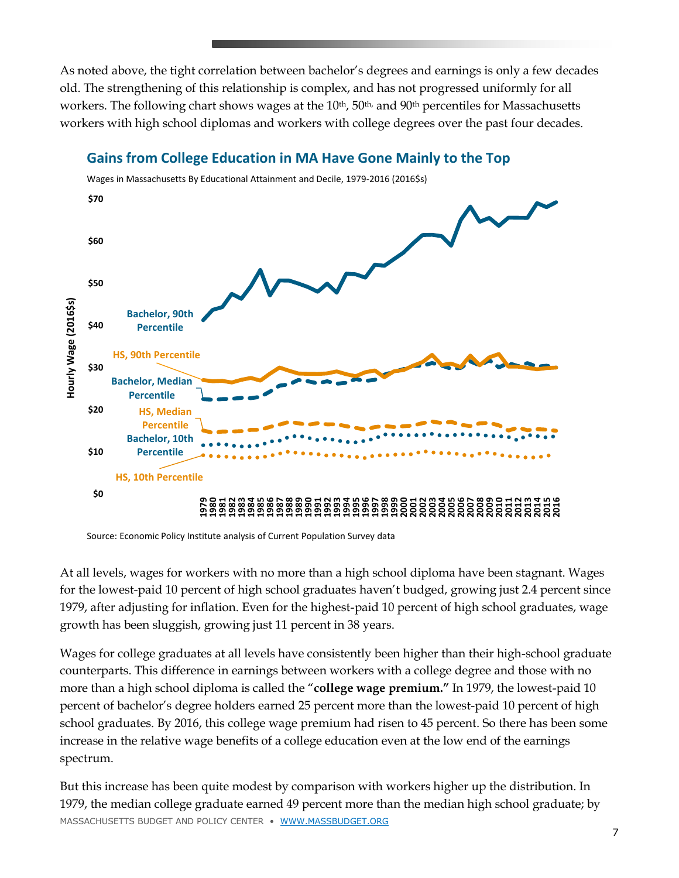As noted above, the tight correlation between bachelor's degrees and earnings is only a few decades old. The strengthening of this relationship is complex, and has not progressed uniformly for all workers. The following chart shows wages at the 10th, 50th, and 90th percentiles for Massachusetts workers with high school diplomas and workers with college degrees over the past four decades.

**Gains from College Education in MA Have Gone Mainly to the Top**

Wages in Massachusetts By Educational Attainment and Decile, 1979-2016 (2016$s)

Source: Economic Policy Institute analysis of Current Population Survey data

At all levels, wages for workers with no more than a high school diploma have been stagnant. Wages for the lowest-paid 10 percent of high school graduates haven't budged, growing just 2.4 percent since 1979, after adjusting for inflation. Even for the highest-paid 10 percent of high school graduates, wage growth has been sluggish, growing just 11 percent in 38 years.

Wages for college graduates at all levels have consistently been higher than their high-school graduate counterparts. This difference in earnings between workers with a college degree and those with no more than a high school diploma is called the "**college wage premium.**" In 1979, the lowest-paid 10 percent of bachelor's degree holders earned 25 percent more than the lowest-paid 10 percent of high school graduates. By 2016, this college wage premium had risen to 45 percent. So there has been some increase in the relative wage benefits of a college education even at the low end of the earnings spectrum.

But this increase has been quite modest by comparison with workers higher up the distribution. In 1979, the median college graduate earned 49 percent more than the median high school graduate; by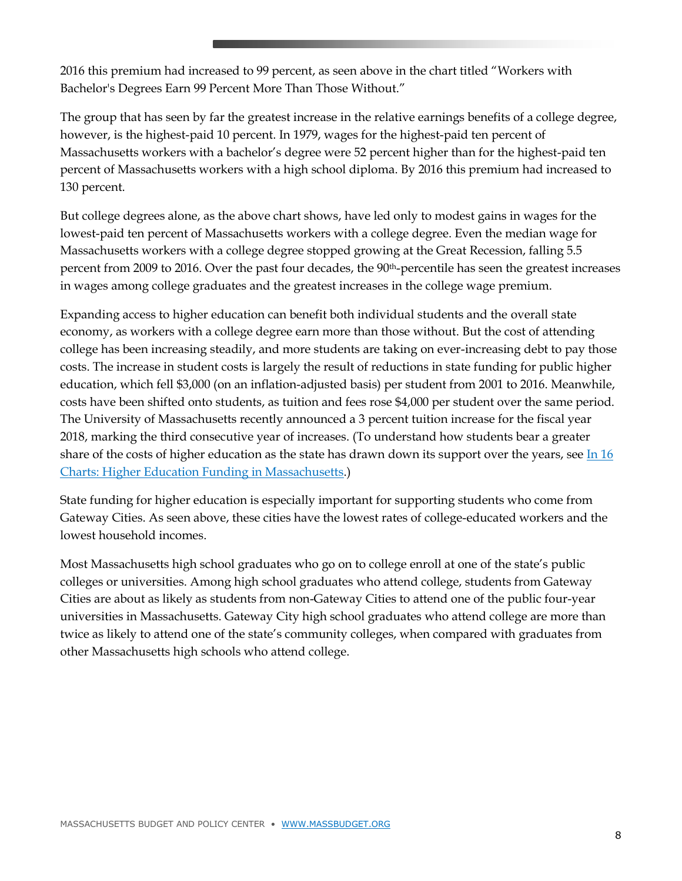2016 this premium had increased to 99 percent, as seen above in the chart titled "Workers with Bachelor's Degrees Earn 99 Percent More Than Those Without."

The group that has seen by far the greatest increase in the relative earnings benefits of a college degree, however, is the highest-paid 10 percent. In 1979, wages for the highest-paid ten percent of Massachusetts workers with a bachelor's degree were 52 percent higher than for the highest-paid ten percent of Massachusetts workers with a high school diploma. By 2016 this premium had increased to 130 percent.

But college degrees alone, as the above chart shows, have led only to modest gains in wages for the lowest-paid ten percent of Massachusetts workers with a college degree. Even the median wage for Massachusetts workers with a college degree stopped growing at the Great Recession, falling 5.5 percent from 2009 to 2016. Over the past four decades, the 90th-percentile has seen the greatest increases in wages among college graduates and the greatest increases in the college wage premium.

Expanding access to higher education can benefit both individual students and the overall state economy, as workers with a college degree earn more than those without. But the cost of attending college has been increasing steadily, and more students are taking on ever-increasing debt to pay those costs. The increase in student costs is largely the result of reductions in state funding for public higher education, which fell $3,000 (on an inflation-adjusted basis) per student from 2001 to 2016. Meanwhile, costs have been shifted onto students, as tuition and fees rose $4,000 per student over the same period. The University of Massachusetts recently announced a 3 percent tuition increase for the fiscal year 2018, marking the third consecutive year of increases. (To understand how students bear a greater share of the costs of higher education as the state has drawn down its support over the years, see [In 16 Charts: Higher Education Funding in Massachusetts](#).)

State funding for higher education is especially important for supporting students who come from Gateway Cities. As seen above, these cities have the lowest rates of college-educated workers and the lowest household incomes.

Most Massachusetts high school graduates who go on to college enroll at one of the state's public colleges or universities. Among high school graduates who attend college, students from Gateway Cities are about as likely as students from non-Gateway Cities to attend one of the public four-year universities in Massachusetts. Gateway City high school graduates who attend college are more than twice as likely to attend one of the state's community colleges, when compared with graduates from other Massachusetts high schools who attend college.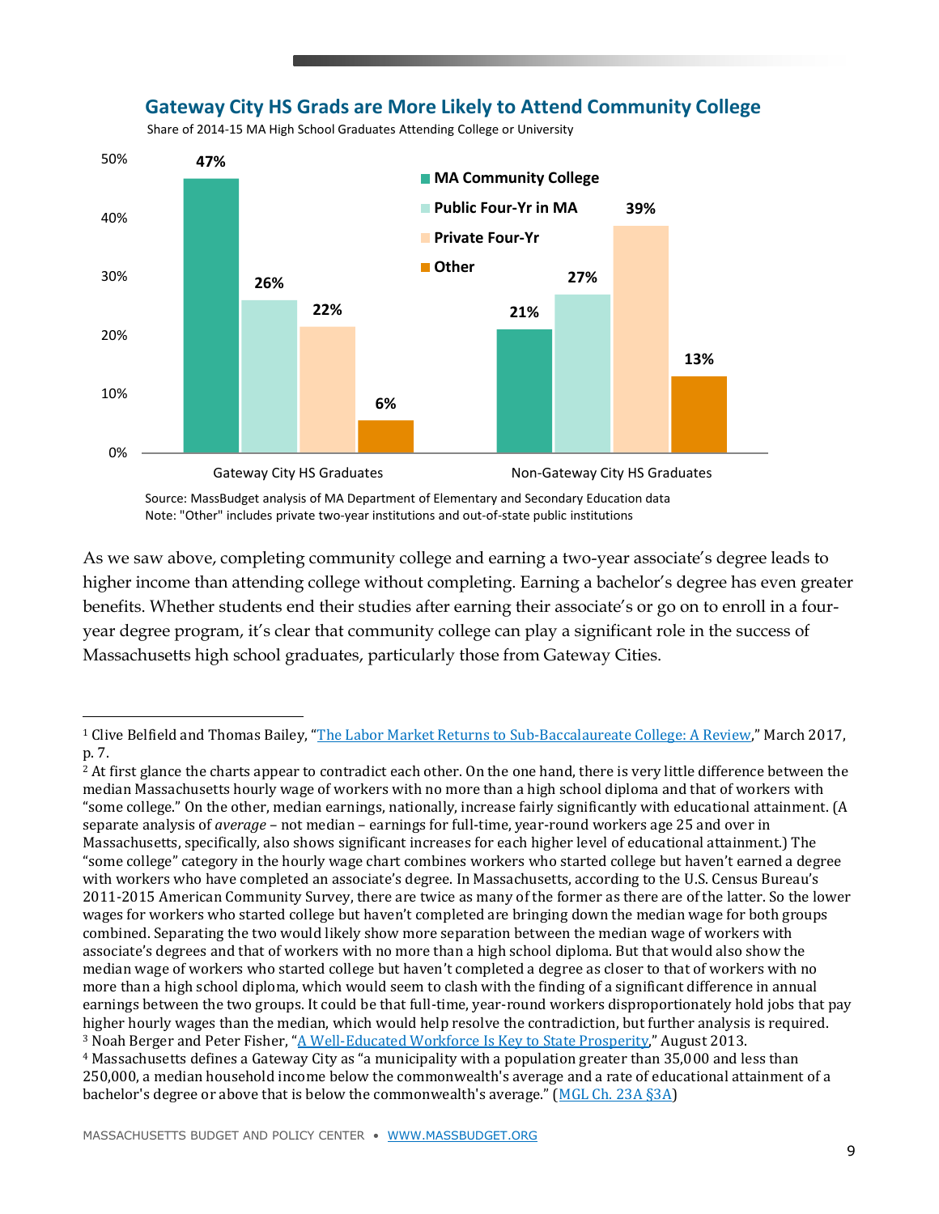**Gateway City HS Grads are More Likely to Attend Community College**

Share of 2014-15 MA High School Graduates Attending College or University

50%
40%
30%
20%
10%
0%

MA Community College
Public Four-Yr in MA
Private Four-Yr
Other

Gateway City HS Graduates: 47%, 26%, 22%, 6%

Non-Gateway City HS Graduates: 21%, 27%, 39%, 13%

Source: MassBudget analysis of MA Department of Elementary and Secondary Education data
Note: "Other" includes private two-year institutions and out-of-state public institutions

As we saw above, completing community college and earning a two-year associate's degree leads to higher income than attending college without completing. Earning a bachelor's degree has even greater benefits. Whether students end their studies after earning their associate's or go on to enroll in a four-year degree program, it's clear that community college can play a significant role in the success of Massachusetts high school graduates, particularly those from Gateway Cities.

---

[1] Clive Belfield and Thomas Bailey, "[The Labor Market Returns to Sub-Baccalaureate College: A Review](#)," March 2017, p. 7.

[2] At first glance the charts appear to contradict each other. On the one hand, there is very little difference between the median Massachusetts hourly wage of workers with no more than a high school diploma and that of workers with "some college." On the other, median earnings, nationally, increase fairly significantly with educational attainment. (A separate analysis of *average* – not median – earnings for full-time, year-round workers age 25 and over in Massachusetts, specifically, also shows significant increases for each higher level of educational attainment.) The "some college" category in the hourly wage chart combines workers who started college but haven't earned a degree with workers who have completed an associate's degree. In Massachusetts, according to the U.S. Census Bureau's 2011-2015 American Community Survey, there are twice as many of the former as there are of the latter. So the lower wages for workers who started college but haven't completed are bringing down the median wage for both groups combined. Separating the two would likely show more separation between the median wage of workers with associate's degrees and that of workers with no more than a high school diploma. But that would also show the median wage of workers who started college but haven't completed a degree as closer to that of workers with no more than a high school diploma, which would seem to clash with the finding of a significant difference in annual earnings between the two groups. It could be that full-time, year-round workers disproportionately hold jobs that pay higher hourly wages than the median, which would help resolve the contradiction, but further analysis is required.

[3] Noah Berger and Peter Fisher, "[A Well-Educated Workforce Is Key to State Prosperity](#)," August 2013.

[4] Massachusetts defines a Gateway City as "a municipality with a population greater than 35,000 and less than 250,000, a median household income below the commonwealth's average and a rate of educational attainment of a bachelor's degree or above that is below the commonwealth's average." ([MGL Ch. 23A §3A](#))